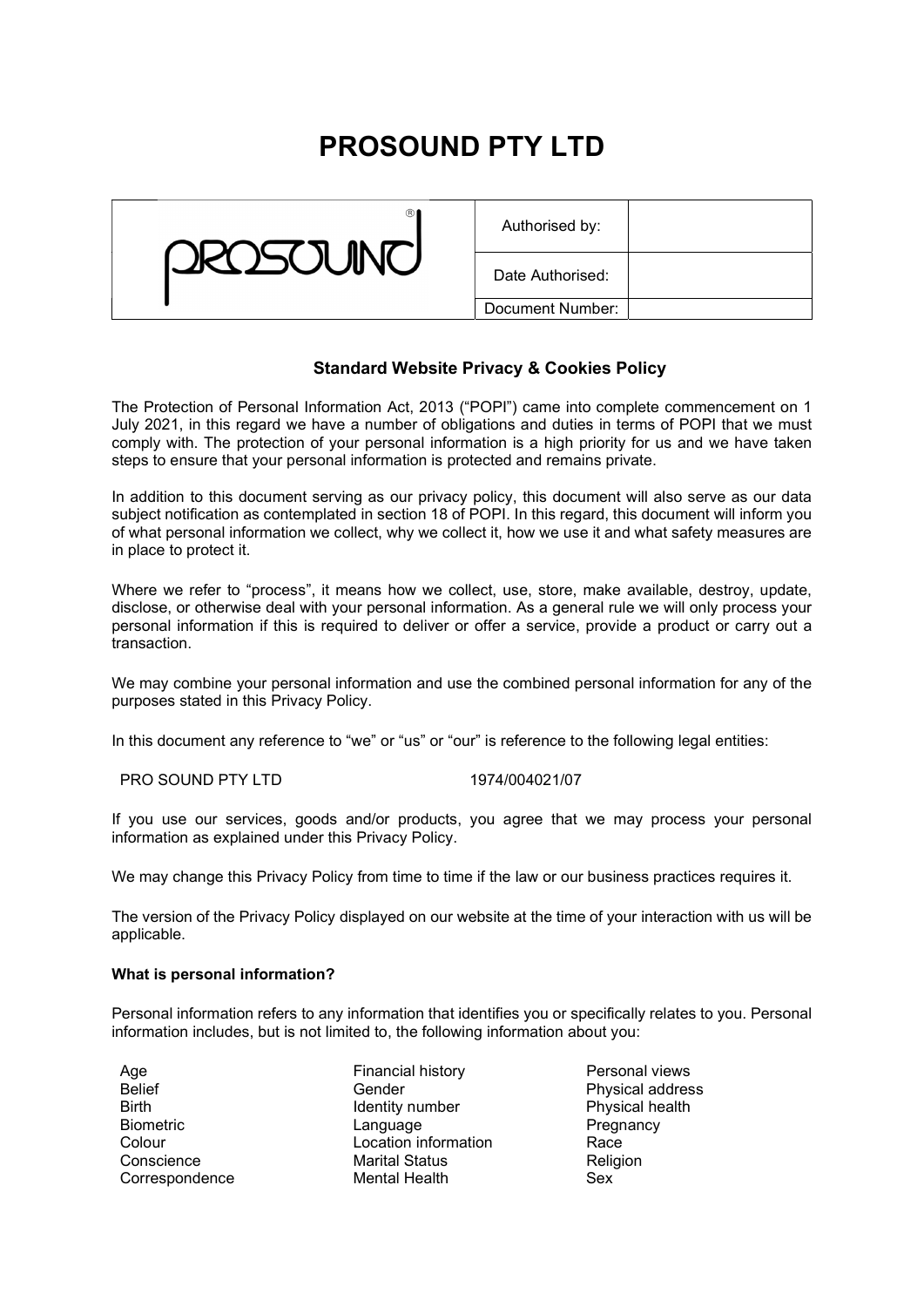# PROSOUND PTY LTD

| PROSOUND® | Authorised by: | |
|---|---|---|
| | Date Authorised: | |
| | Document Number: | |

### Standard Website Privacy & Cookies Policy

The Protection of Personal Information Act, 2013 ("POPI") came into complete commencement on 1 July 2021, in this regard we have a number of obligations and duties in terms of POPI that we must comply with. The protection of your personal information is a high priority for us and we have taken steps to ensure that your personal information is protected and remains private.

In addition to this document serving as our privacy policy, this document will also serve as our data subject notification as contemplated in section 18 of POPI. In this regard, this document will inform you of what personal information we collect, why we collect it, how we use it and what safety measures are in place to protect it.

Where we refer to "process", it means how we collect, use, store, make available, destroy, update, disclose, or otherwise deal with your personal information. As a general rule we will only process your personal information if this is required to deliver or offer a service, provide a product or carry out a transaction.

We may combine your personal information and use the combined personal information for any of the purposes stated in this Privacy Policy.

In this document any reference to "we" or "us" or "our" is reference to the following legal entities:

| | |
|---|---|
| PRO SOUND PTY LTD | 1974/004021/07 |

If you use our services, goods and/or products, you agree that we may process your personal information as explained under this Privacy Policy.

We may change this Privacy Policy from time to time if the law or our business practices requires it.

The version of the Privacy Policy displayed on our website at the time of your interaction with us will be applicable.

**What is personal information?**

Personal information refers to any information that identifies you or specifically relates to you. Personal information includes, but is not limited to, the following information about you:

| | | |
|---|---|---|
| Age | Financial history | Personal views |
| Belief | Gender | Physical address |
| Birth | Identity number | Physical health |
| Biometric | Language | Pregnancy |
| Colour | Location information | Race |
| Conscience | Marital Status | Religion |
| Correspondence | Mental Health | Sex |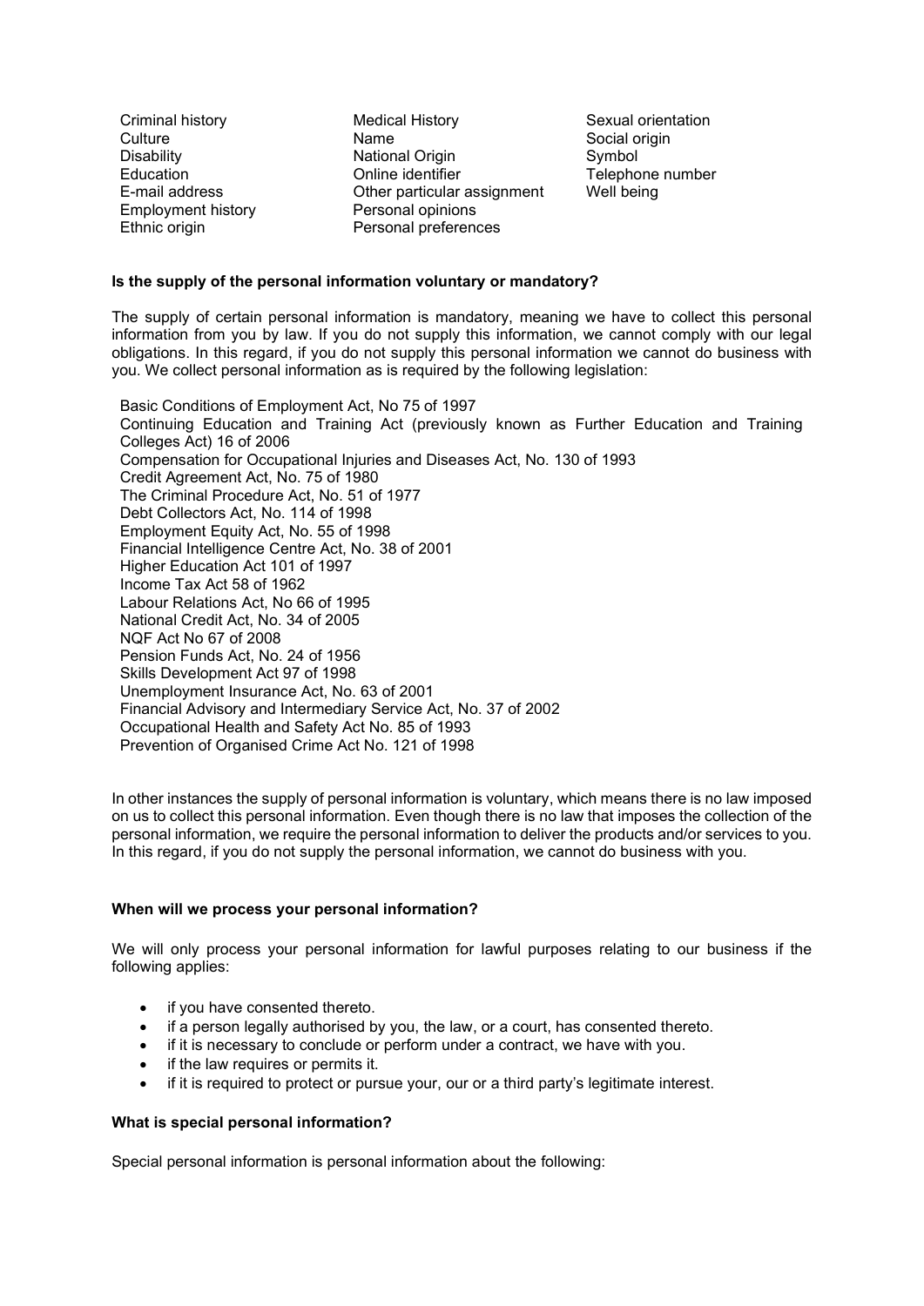- Criminal history
- Culture
- Disability
- Education
- E-mail address
- Employment history
- Ethnic origin
- Medical History
- Name
- National Origin
- Online identifier
- Other particular assignment
- Personal opinions
- Personal preferences
- Sexual orientation
- Social origin
- Symbol
- Telephone number
- Well being

**Is the supply of the personal information voluntary or mandatory?**

The supply of certain personal information is mandatory, meaning we have to collect this personal information from you by law. If you do not supply this information, we cannot comply with our legal obligations. In this regard, if you do not supply this personal information we cannot do business with you. We collect personal information as is required by the following legislation:

- Basic Conditions of Employment Act, No 75 of 1997
- Continuing Education and Training Act (previously known as Further Education and Training Colleges Act) 16 of 2006
- Compensation for Occupational Injuries and Diseases Act, No. 130 of 1993
- Credit Agreement Act, No. 75 of 1980
- The Criminal Procedure Act, No. 51 of 1977
- Debt Collectors Act, No. 114 of 1998
- Employment Equity Act, No. 55 of 1998
- Financial Intelligence Centre Act, No. 38 of 2001
- Higher Education Act 101 of 1997
- Income Tax Act 58 of 1962
- Labour Relations Act, No 66 of 1995
- National Credit Act, No. 34 of 2005
- NQF Act No 67 of 2008
- Pension Funds Act, No. 24 of 1956
- Skills Development Act 97 of 1998
- Unemployment Insurance Act, No. 63 of 2001
- Financial Advisory and Intermediary Service Act, No. 37 of 2002
- Occupational Health and Safety Act No. 85 of 1993
- Prevention of Organised Crime Act No. 121 of 1998

In other instances the supply of personal information is voluntary, which means there is no law imposed on us to collect this personal information. Even though there is no law that imposes the collection of the personal information, we require the personal information to deliver the products and/or services to you. In this regard, if you do not supply the personal information, we cannot do business with you.

**When will we process your personal information?**

We will only process your personal information for lawful purposes relating to our business if the following applies:

- if you have consented thereto.
- if a person legally authorised by you, the law, or a court, has consented thereto.
- if it is necessary to conclude or perform under a contract, we have with you.
- if the law requires or permits it.
- if it is required to protect or pursue your, our or a third party's legitimate interest.

**What is special personal information?**

Special personal information is personal information about the following: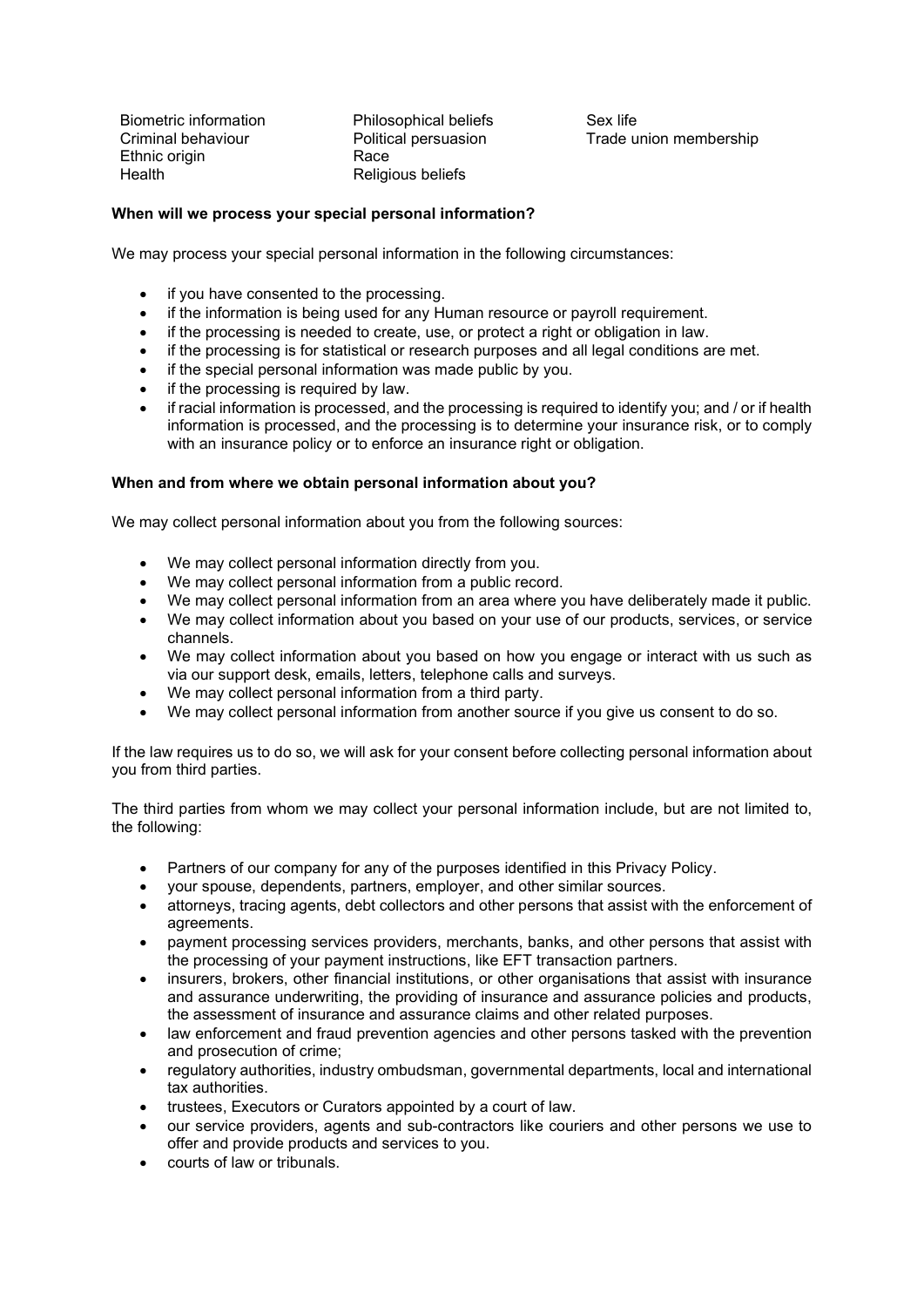Biometric information
Criminal behaviour
Ethnic origin
Health
Philosophical beliefs
Political persuasion
Race
Religious beliefs
Sex life
Trade union membership

**When will we process your special personal information?**

We may process your special personal information in the following circumstances:

- if you have consented to the processing.
- if the information is being used for any Human resource or payroll requirement.
- if the processing is needed to create, use, or protect a right or obligation in law.
- if the processing is for statistical or research purposes and all legal conditions are met.
- if the special personal information was made public by you.
- if the processing is required by law.
- if racial information is processed, and the processing is required to identify you; and / or if health information is processed, and the processing is to determine your insurance risk, or to comply with an insurance policy or to enforce an insurance right or obligation.

**When and from where we obtain personal information about you?**

We may collect personal information about you from the following sources:

- We may collect personal information directly from you.
- We may collect personal information from a public record.
- We may collect personal information from an area where you have deliberately made it public.
- We may collect information about you based on your use of our products, services, or service channels.
- We may collect information about you based on how you engage or interact with us such as via our support desk, emails, letters, telephone calls and surveys.
- We may collect personal information from a third party.
- We may collect personal information from another source if you give us consent to do so.

If the law requires us to do so, we will ask for your consent before collecting personal information about you from third parties.

The third parties from whom we may collect your personal information include, but are not limited to, the following:

- Partners of our company for any of the purposes identified in this Privacy Policy.
- your spouse, dependents, partners, employer, and other similar sources.
- attorneys, tracing agents, debt collectors and other persons that assist with the enforcement of agreements.
- payment processing services providers, merchants, banks, and other persons that assist with the processing of your payment instructions, like EFT transaction partners.
- insurers, brokers, other financial institutions, or other organisations that assist with insurance and assurance underwriting, the providing of insurance and assurance policies and products, the assessment of insurance and assurance claims and other related purposes.
- law enforcement and fraud prevention agencies and other persons tasked with the prevention and prosecution of crime;
- regulatory authorities, industry ombudsman, governmental departments, local and international tax authorities.
- trustees, Executors or Curators appointed by a court of law.
- our service providers, agents and sub-contractors like couriers and other persons we use to offer and provide products and services to you.
- courts of law or tribunals.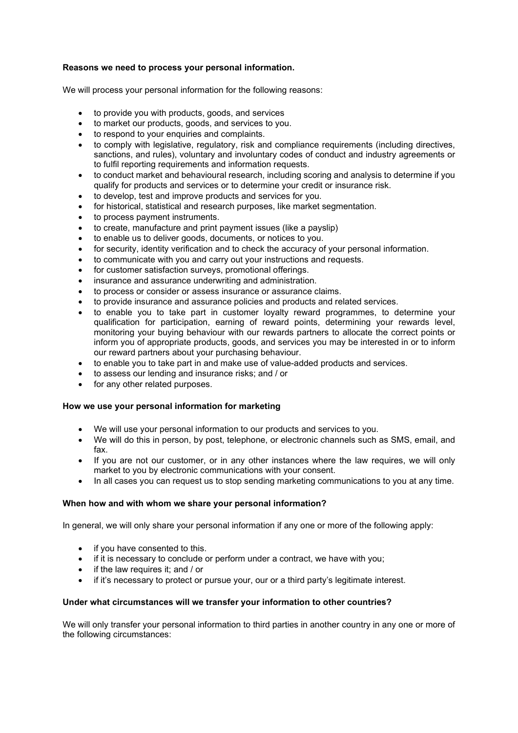**Reasons we need to process your personal information.**

We will process your personal information for the following reasons:

- to provide you with products, goods, and services
- to market our products, goods, and services to you.
- to respond to your enquiries and complaints.
- to comply with legislative, regulatory, risk and compliance requirements (including directives, sanctions, and rules), voluntary and involuntary codes of conduct and industry agreements or to fulfil reporting requirements and information requests.
- to conduct market and behavioural research, including scoring and analysis to determine if you qualify for products and services or to determine your credit or insurance risk.
- to develop, test and improve products and services for you.
- for historical, statistical and research purposes, like market segmentation.
- to process payment instruments.
- to create, manufacture and print payment issues (like a payslip)
- to enable us to deliver goods, documents, or notices to you.
- for security, identity verification and to check the accuracy of your personal information.
- to communicate with you and carry out your instructions and requests.
- for customer satisfaction surveys, promotional offerings.
- insurance and assurance underwriting and administration.
- to process or consider or assess insurance or assurance claims.
- to provide insurance and assurance policies and products and related services.
- to enable you to take part in customer loyalty reward programmes, to determine your qualification for participation, earning of reward points, determining your rewards level, monitoring your buying behaviour with our rewards partners to allocate the correct points or inform you of appropriate products, goods, and services you may be interested in or to inform our reward partners about your purchasing behaviour.
- to enable you to take part in and make use of value-added products and services.
- to assess our lending and insurance risks; and / or
- for any other related purposes.

**How we use your personal information for marketing**

- We will use your personal information to our products and services to you.
- We will do this in person, by post, telephone, or electronic channels such as SMS, email, and fax.
- If you are not our customer, or in any other instances where the law requires, we will only market to you by electronic communications with your consent.
- In all cases you can request us to stop sending marketing communications to you at any time.

**When how and with whom we share your personal information?**

In general, we will only share your personal information if any one or more of the following apply:

- if you have consented to this.
- if it is necessary to conclude or perform under a contract, we have with you;
- if the law requires it; and / or
- if it's necessary to protect or pursue your, our or a third party's legitimate interest.

**Under what circumstances will we transfer your information to other countries?**

We will only transfer your personal information to third parties in another country in any one or more of the following circumstances: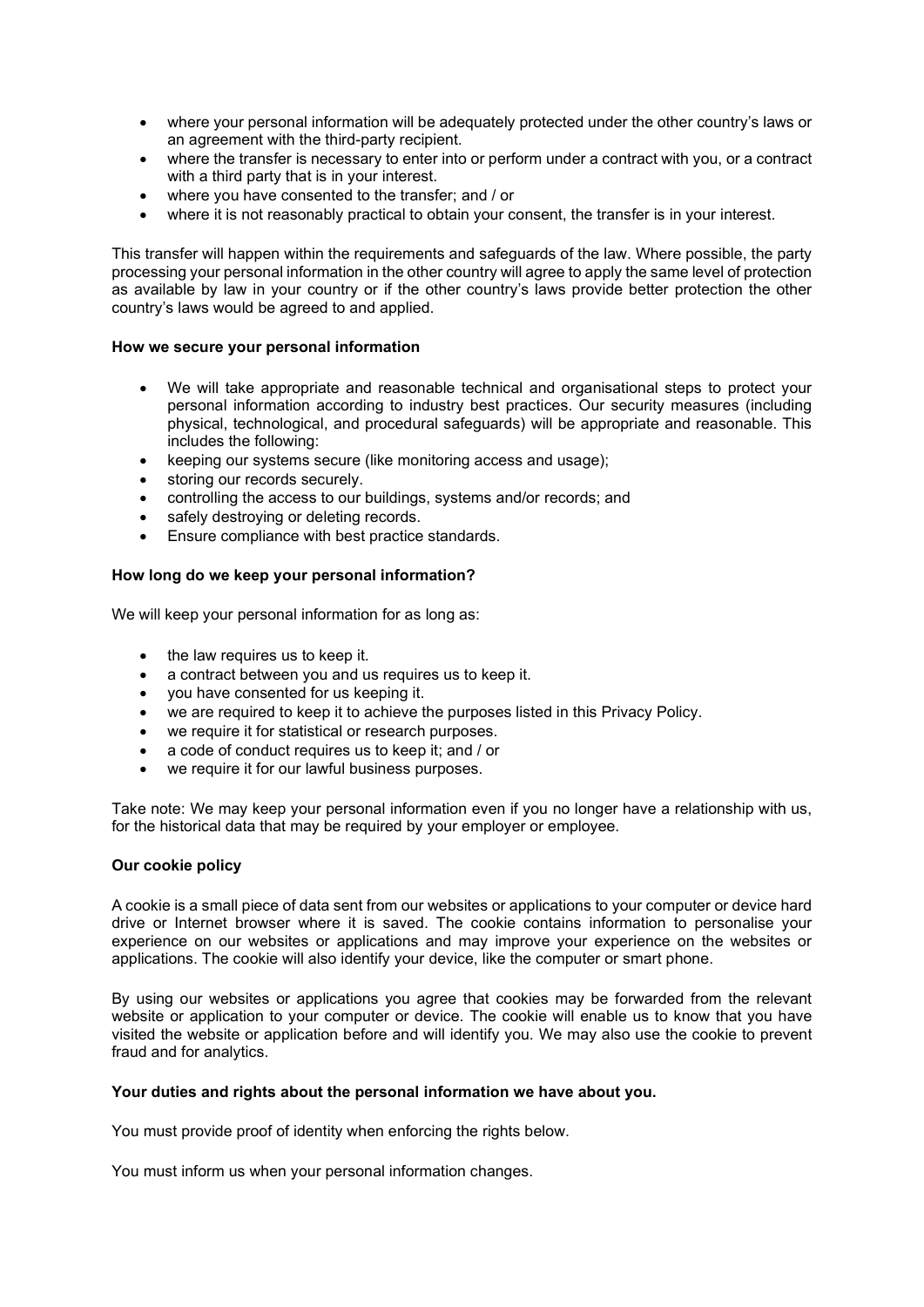- where your personal information will be adequately protected under the other country's laws or an agreement with the third-party recipient.
- where the transfer is necessary to enter into or perform under a contract with you, or a contract with a third party that is in your interest.
- where you have consented to the transfer; and / or
- where it is not reasonably practical to obtain your consent, the transfer is in your interest.

This transfer will happen within the requirements and safeguards of the law. Where possible, the party processing your personal information in the other country will agree to apply the same level of protection as available by law in your country or if the other country's laws provide better protection the other country's laws would be agreed to and applied.

**How we secure your personal information**

- We will take appropriate and reasonable technical and organisational steps to protect your personal information according to industry best practices. Our security measures (including physical, technological, and procedural safeguards) will be appropriate and reasonable. This includes the following:
- keeping our systems secure (like monitoring access and usage);
- storing our records securely.
- controlling the access to our buildings, systems and/or records; and
- safely destroying or deleting records.
- Ensure compliance with best practice standards.

**How long do we keep your personal information?**

We will keep your personal information for as long as:

- the law requires us to keep it.
- a contract between you and us requires us to keep it.
- you have consented for us keeping it.
- we are required to keep it to achieve the purposes listed in this Privacy Policy.
- we require it for statistical or research purposes.
- a code of conduct requires us to keep it; and / or
- we require it for our lawful business purposes.

Take note: We may keep your personal information even if you no longer have a relationship with us, for the historical data that may be required by your employer or employee.

**Our cookie policy**

A cookie is a small piece of data sent from our websites or applications to your computer or device hard drive or Internet browser where it is saved. The cookie contains information to personalise your experience on our websites or applications and may improve your experience on the websites or applications. The cookie will also identify your device, like the computer or smart phone.

By using our websites or applications you agree that cookies may be forwarded from the relevant website or application to your computer or device. The cookie will enable us to know that you have visited the website or application before and will identify you. We may also use the cookie to prevent fraud and for analytics.

**Your duties and rights about the personal information we have about you.**

You must provide proof of identity when enforcing the rights below.

You must inform us when your personal information changes.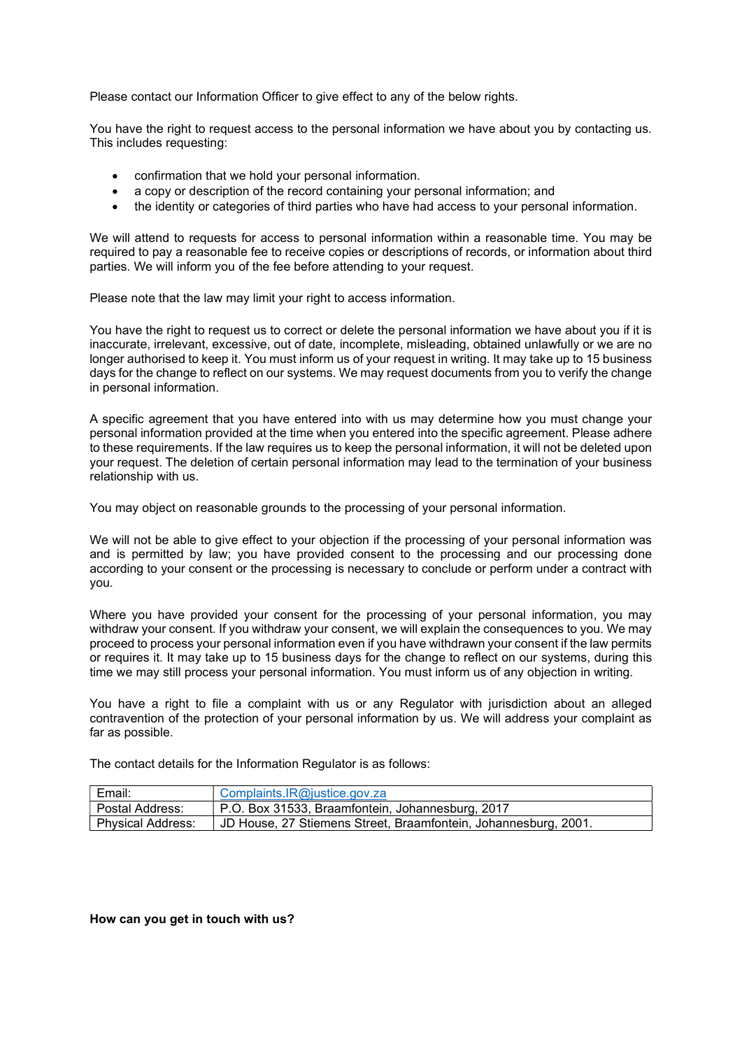Please contact our Information Officer to give effect to any of the below rights.

You have the right to request access to the personal information we have about you by contacting us. This includes requesting:

- confirmation that we hold your personal information.
- a copy or description of the record containing your personal information; and
- the identity or categories of third parties who have had access to your personal information.

We will attend to requests for access to personal information within a reasonable time. You may be required to pay a reasonable fee to receive copies or descriptions of records, or information about third parties. We will inform you of the fee before attending to your request.

Please note that the law may limit your right to access information.

You have the right to request us to correct or delete the personal information we have about you if it is inaccurate, irrelevant, excessive, out of date, incomplete, misleading, obtained unlawfully or we are no longer authorised to keep it. You must inform us of your request in writing. It may take up to 15 business days for the change to reflect on our systems. We may request documents from you to verify the change in personal information.

A specific agreement that you have entered into with us may determine how you must change your personal information provided at the time when you entered into the specific agreement. Please adhere to these requirements. If the law requires us to keep the personal information, it will not be deleted upon your request. The deletion of certain personal information may lead to the termination of your business relationship with us.

You may object on reasonable grounds to the processing of your personal information.

We will not be able to give effect to your objection if the processing of your personal information was and is permitted by law; you have provided consent to the processing and our processing done according to your consent or the processing is necessary to conclude or perform under a contract with you.

Where you have provided your consent for the processing of your personal information, you may withdraw your consent. If you withdraw your consent, we will explain the consequences to you. We may proceed to process your personal information even if you have withdrawn your consent if the law permits or requires it. It may take up to 15 business days for the change to reflect on our systems, during this time we may still process your personal information. You must inform us of any objection in writing.

You have a right to file a complaint with us or any Regulator with jurisdiction about an alleged contravention of the protection of your personal information by us. We will address your complaint as far as possible.

The contact details for the Information Regulator is as follows:

| | |
|---|---|
| Email: | Complaints.IR@justice.gov.za |
| Postal Address: | P.O. Box 31533, Braamfontein, Johannesburg, 2017 |
| Physical Address: | JD House, 27 Stiemens Street, Braamfontein, Johannesburg, 2001. |

**How can you get in touch with us?**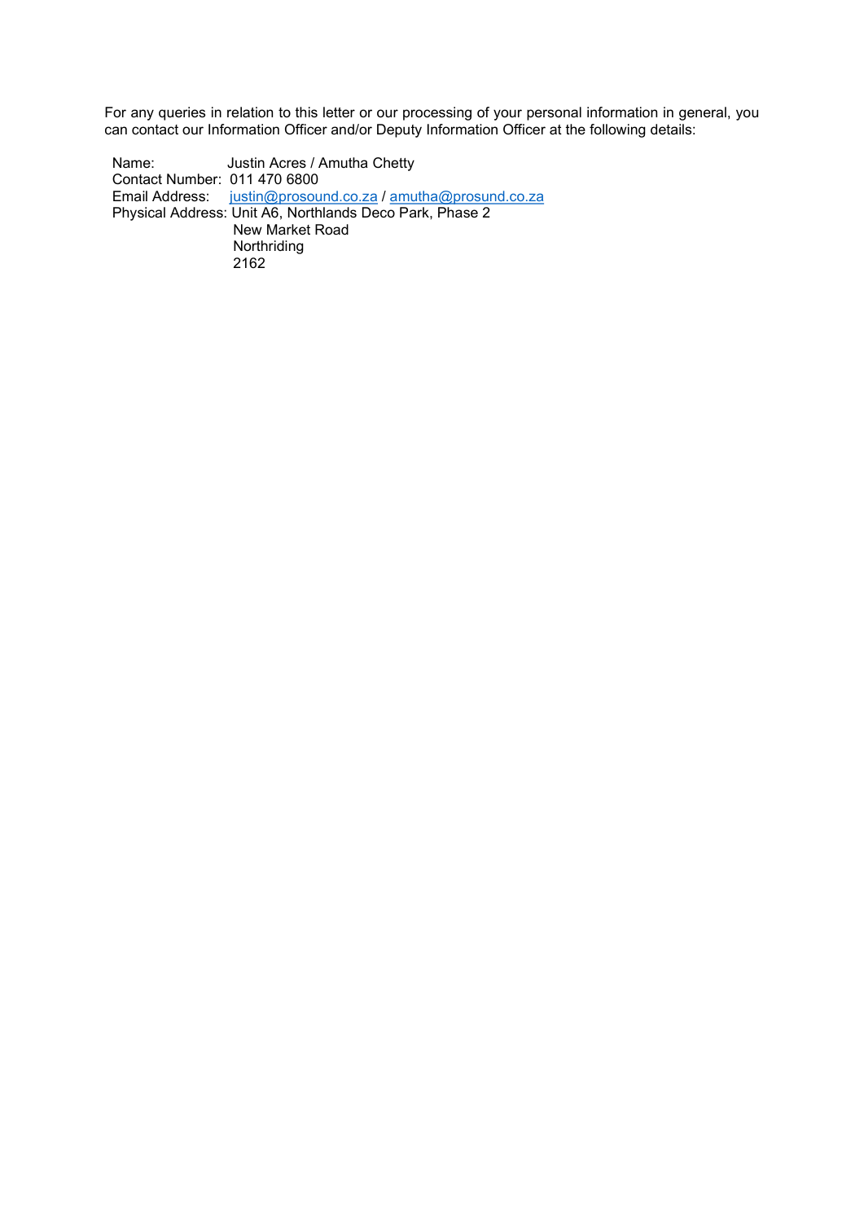For any queries in relation to this letter or our processing of your personal information in general, you can contact our Information Officer and/or Deputy Information Officer at the following details:

Name: Justin Acres / Amutha Chetty
Contact Number: 011 470 6800
Email Address: justin@prosound.co.za / amutha@prosund.co.za
Physical Address: Unit A6, Northlands Deco Park, Phase 2
New Market Road
Northriding
2162